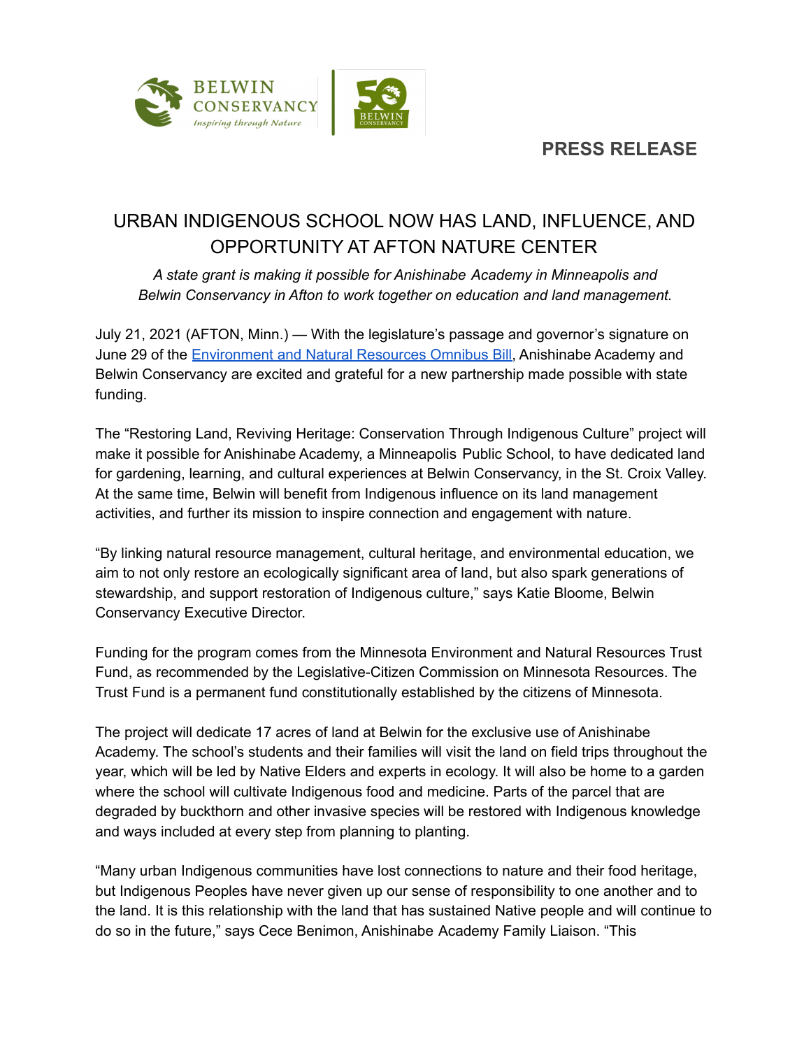BELWIN CONSERVANCY
*Inspiring through Nature*

## PRESS RELEASE

# URBAN INDIGENOUS SCHOOL NOW HAS LAND, INFLUENCE, AND OPPORTUNITY AT AFTON NATURE CENTER

*A state grant is making it possible for Anishinabe Academy in Minneapolis and Belwin Conservancy in Afton to work together on education and land management.*

July 21, 2021 (AFTON, Minn.) — With the legislature's passage and governor's signature on June 29 of the Environment and Natural Resources Omnibus Bill, Anishinabe Academy and Belwin Conservancy are excited and grateful for a new partnership made possible with state funding.

The "Restoring Land, Reviving Heritage: Conservation Through Indigenous Culture" project will make it possible for Anishinabe Academy, a Minneapolis Public School, to have dedicated land for gardening, learning, and cultural experiences at Belwin Conservancy, in the St. Croix Valley. At the same time, Belwin will benefit from Indigenous influence on its land management activities, and further its mission to inspire connection and engagement with nature.

"By linking natural resource management, cultural heritage, and environmental education, we aim to not only restore an ecologically significant area of land, but also spark generations of stewardship, and support restoration of Indigenous culture," says Katie Bloome, Belwin Conservancy Executive Director.

Funding for the program comes from the Minnesota Environment and Natural Resources Trust Fund, as recommended by the Legislative-Citizen Commission on Minnesota Resources. The Trust Fund is a permanent fund constitutionally established by the citizens of Minnesota.

The project will dedicate 17 acres of land at Belwin for the exclusive use of Anishinabe Academy. The school's students and their families will visit the land on field trips throughout the year, which will be led by Native Elders and experts in ecology. It will also be home to a garden where the school will cultivate Indigenous food and medicine. Parts of the parcel that are degraded by buckthorn and other invasive species will be restored with Indigenous knowledge and ways included at every step from planning to planting.

"Many urban Indigenous communities have lost connections to nature and their food heritage, but Indigenous Peoples have never given up our sense of responsibility to one another and to the land. It is this relationship with the land that has sustained Native people and will continue to do so in the future," says Cece Benimon, Anishinabe Academy Family Liaison. "This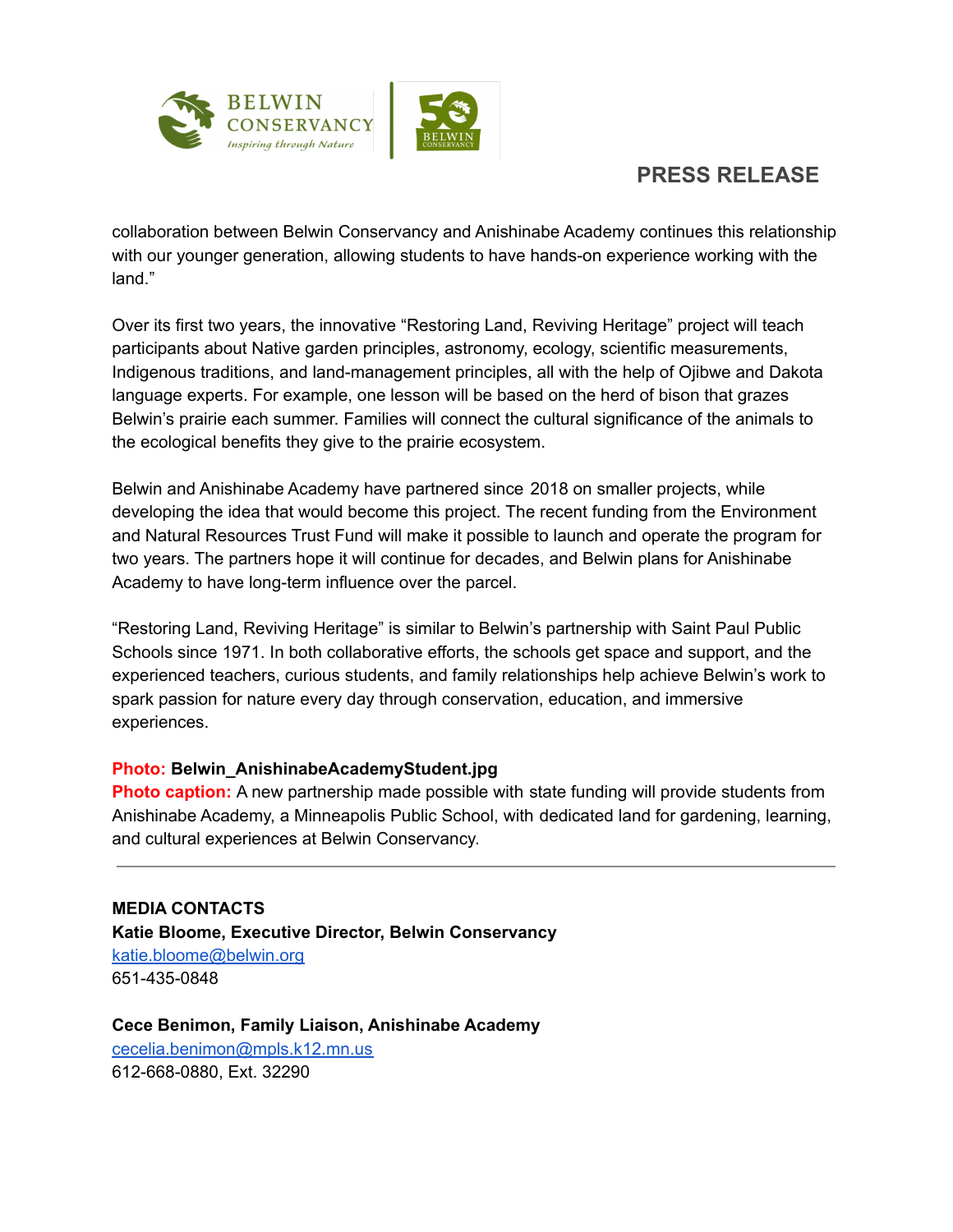collaboration between Belwin Conservancy and Anishinabe Academy continues this relationship with our younger generation, allowing students to have hands-on experience working with the land."

Over its first two years, the innovative "Restoring Land, Reviving Heritage" project will teach participants about Native garden principles, astronomy, ecology, scientific measurements, Indigenous traditions, and land-management principles, all with the help of Ojibwe and Dakota language experts. For example, one lesson will be based on the herd of bison that grazes Belwin's prairie each summer. Families will connect the cultural significance of the animals to the ecological benefits they give to the prairie ecosystem.

Belwin and Anishinabe Academy have partnered since 2018 on smaller projects, while developing the idea that would become this project. The recent funding from the Environment and Natural Resources Trust Fund will make it possible to launch and operate the program for two years. The partners hope it will continue for decades, and Belwin plans for Anishinabe Academy to have long-term influence over the parcel.

"Restoring Land, Reviving Heritage" is similar to Belwin's partnership with Saint Paul Public Schools since 1971. In both collaborative efforts, the schools get space and support, and the experienced teachers, curious students, and family relationships help achieve Belwin's work to spark passion for nature every day through conservation, education, and immersive experiences.

**Photo: Belwin_AnishinabeAcademyStudent.jpg**
**Photo caption:** A new partnership made possible with state funding will provide students from Anishinabe Academy, a Minneapolis Public School, with dedicated land for gardening, learning, and cultural experiences at Belwin Conservancy.

---

**MEDIA CONTACTS**
**Katie Bloome, Executive Director, Belwin Conservancy**
katie.bloome@belwin.org
651-435-0848

**Cece Benimon, Family Liaison, Anishinabe Academy**
cecelia.benimon@mpls.k12.mn.us
612-668-0880, Ext. 32290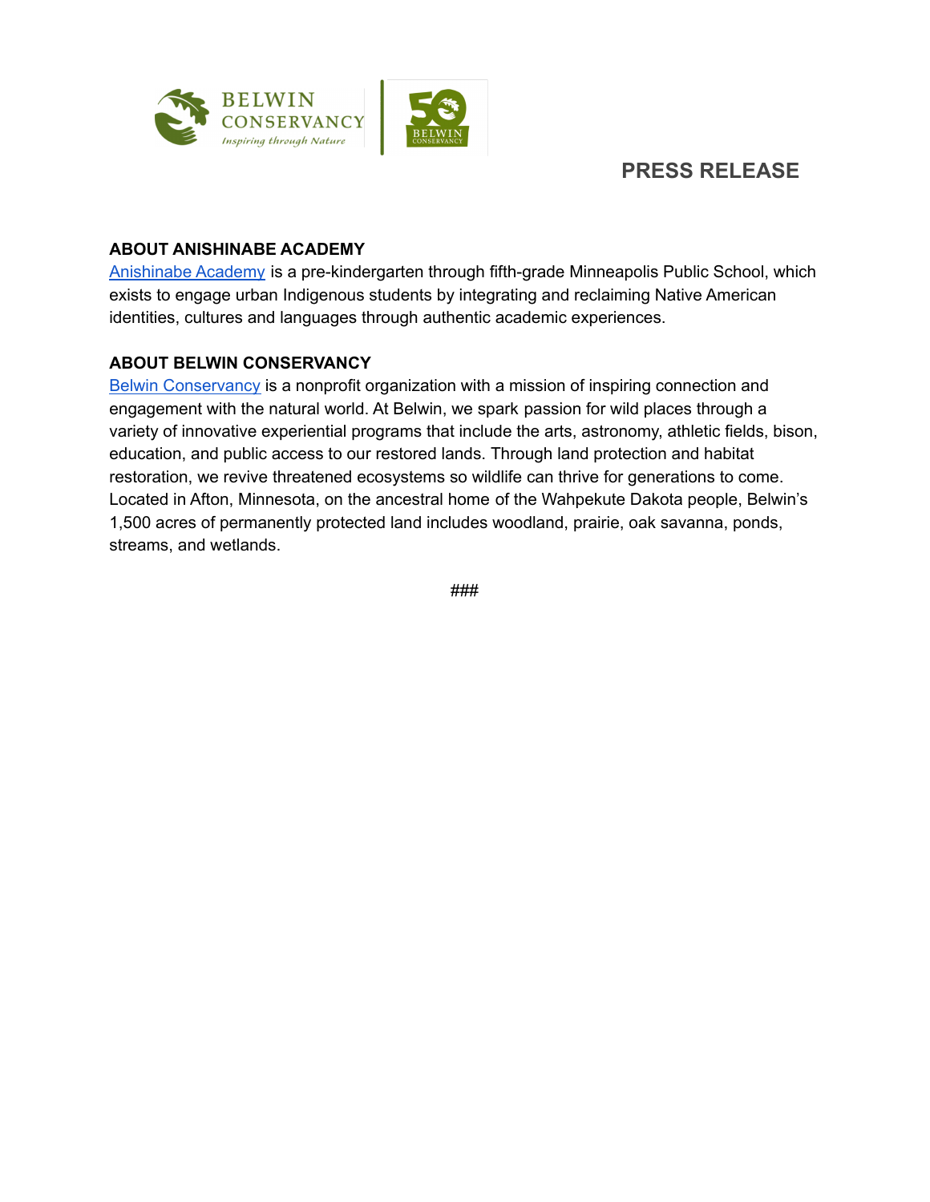PRESS RELEASE

**ABOUT ANISHINABE ACADEMY**

Anishinabe Academy is a pre-kindergarten through fifth-grade Minneapolis Public School, which exists to engage urban Indigenous students by integrating and reclaiming Native American identities, cultures and languages through authentic academic experiences.

**ABOUT BELWIN CONSERVANCY**

Belwin Conservancy is a nonprofit organization with a mission of inspiring connection and engagement with the natural world. At Belwin, we spark passion for wild places through a variety of innovative experiential programs that include the arts, astronomy, athletic fields, bison, education, and public access to our restored lands. Through land protection and habitat restoration, we revive threatened ecosystems so wildlife can thrive for generations to come. Located in Afton, Minnesota, on the ancestral home of the Wahpekute Dakota people, Belwin's 1,500 acres of permanently protected land includes woodland, prairie, oak savanna, ponds, streams, and wetlands.

###